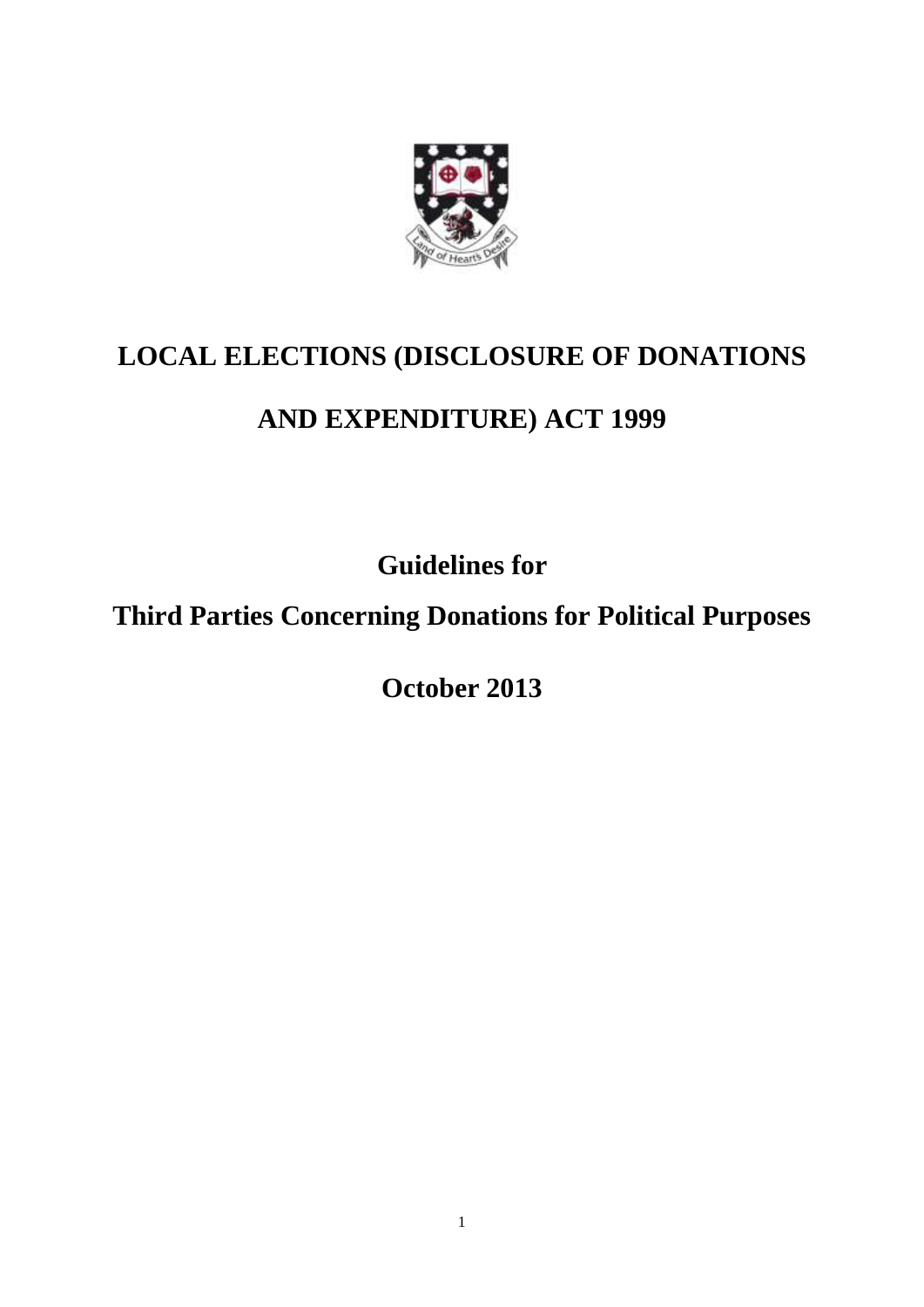# LOCAL ELECTIONS (DISCLOSURE OF DONATIONS AND EXPENDITURE) ACT 1999

## Guidelines for

## Third Parties Concerning Donations for Political Purposes

## October 2013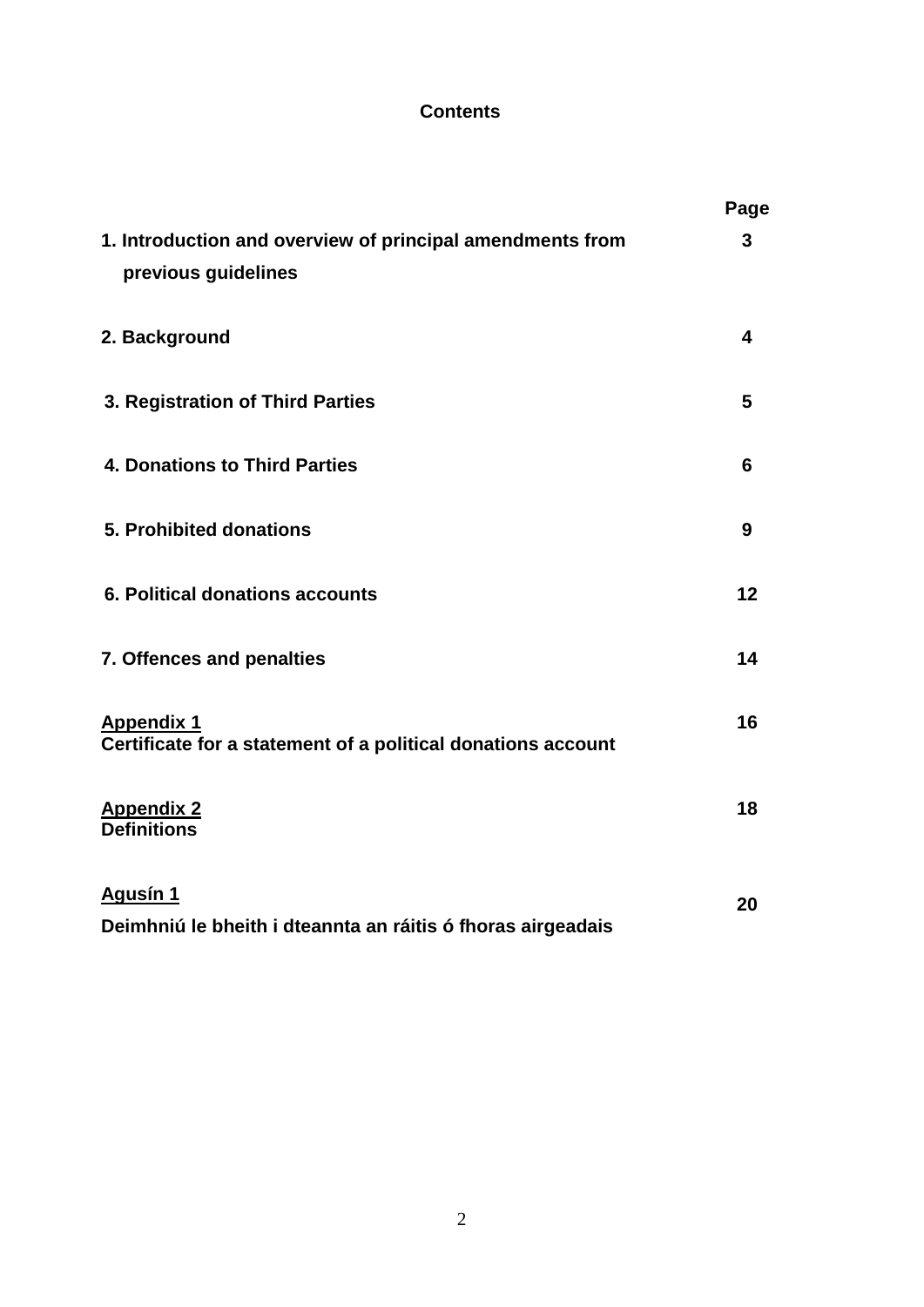**Contents**

| | Page |
|---|---|
| **1. Introduction and overview of principal amendments from previous guidelines** | **3** |
| **2. Background** | **4** |
| **3. Registration of Third Parties** | **5** |
| **4. Donations to Third Parties** | **6** |
| **5. Prohibited donations** | **9** |
| **6. Political donations accounts** | **12** |
| **7. Offences and penalties** | **14** |
| **Appendix 1** **Certificate for a statement of a political donations account** | **16** |
| **Appendix 2** **Definitions** | **18** |
| **Agusín 1** **Deimhniú le bheith i dteannta an ráitis ó fhoras airgeadais** | **20** |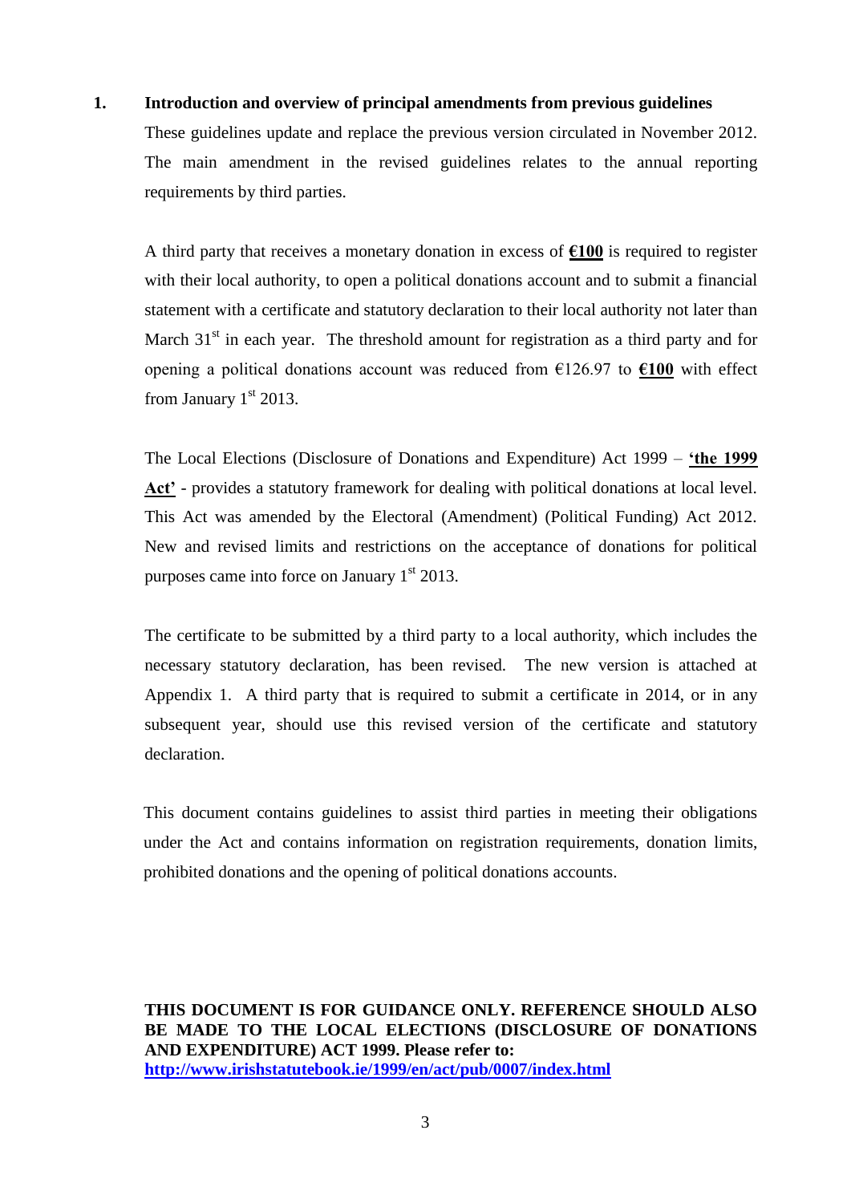## 1. Introduction and overview of principal amendments from previous guidelines

These guidelines update and replace the previous version circulated in November 2012. The main amendment in the revised guidelines relates to the annual reporting requirements by third parties.

A third party that receives a monetary donation in excess of **€100** is required to register with their local authority, to open a political donations account and to submit a financial statement with a certificate and statutory declaration to their local authority not later than March 31st in each year. The threshold amount for registration as a third party and for opening a political donations account was reduced from €126.97 to **€100** with effect from January 1st 2013.

The Local Elections (Disclosure of Donations and Expenditure) Act 1999 – **'the 1999 Act'** - provides a statutory framework for dealing with political donations at local level. This Act was amended by the Electoral (Amendment) (Political Funding) Act 2012. New and revised limits and restrictions on the acceptance of donations for political purposes came into force on January 1st 2013.

The certificate to be submitted by a third party to a local authority, which includes the necessary statutory declaration, has been revised. The new version is attached at Appendix 1. A third party that is required to submit a certificate in 2014, or in any subsequent year, should use this revised version of the certificate and statutory declaration.

This document contains guidelines to assist third parties in meeting their obligations under the Act and contains information on registration requirements, donation limits, prohibited donations and the opening of political donations accounts.

**THIS DOCUMENT IS FOR GUIDANCE ONLY. REFERENCE SHOULD ALSO BE MADE TO THE LOCAL ELECTIONS (DISCLOSURE OF DONATIONS AND EXPENDITURE) ACT 1999. Please refer to:**
**http://www.irishstatutebook.ie/1999/en/act/pub/0007/index.html**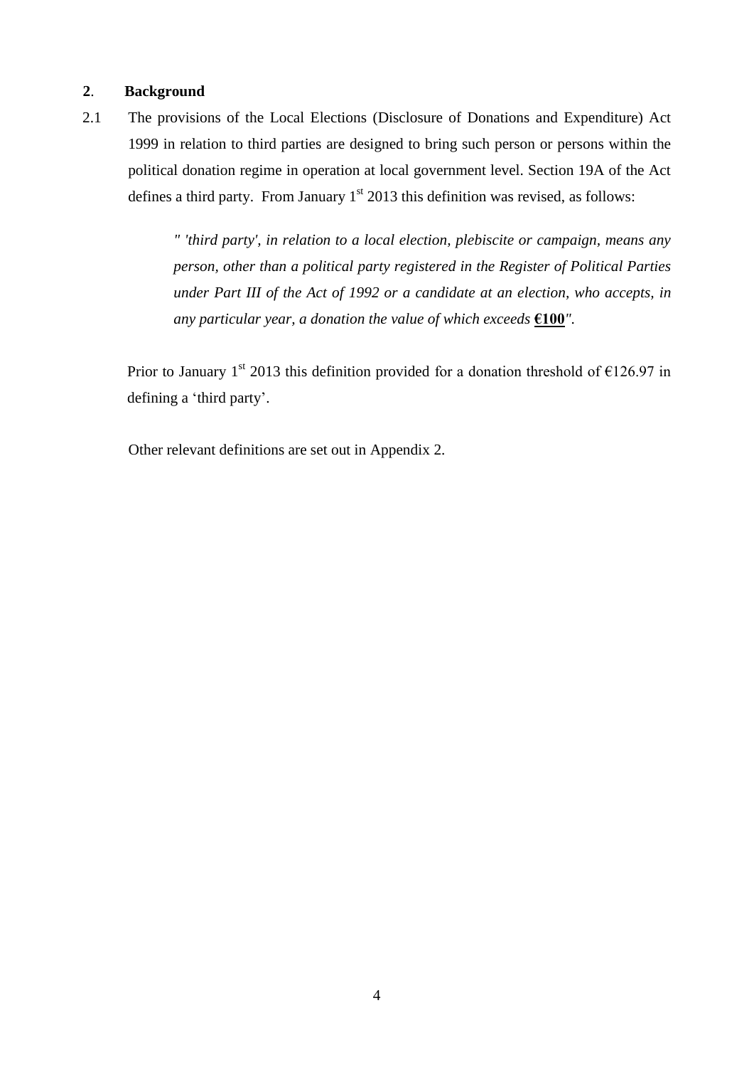## **2**. **Background**

2.1 The provisions of the Local Elections (Disclosure of Donations and Expenditure) Act 1999 in relation to third parties are designed to bring such person or persons within the political donation regime in operation at local government level. Section 19A of the Act defines a third party. From January 1st 2013 this definition was revised, as follows:

> *" 'third party', in relation to a local election, plebiscite or campaign, means any person, other than a political party registered in the Register of Political Parties under Part III of the Act of 1992 or a candidate at an election, who accepts, in any particular year, a donation the value of which exceeds* **<u>€100</u>***".*

Prior to January 1st 2013 this definition provided for a donation threshold of €126.97 in defining a 'third party'.

Other relevant definitions are set out in Appendix 2.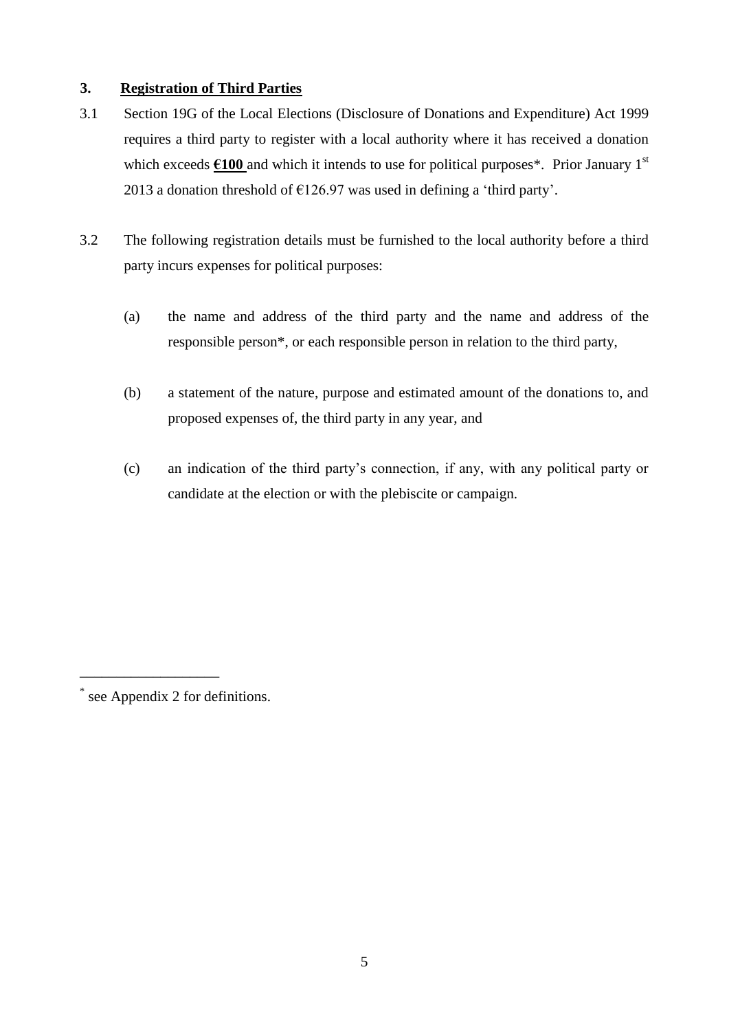## 3. Registration of Third Parties

3.1 Section 19G of the Local Elections (Disclosure of Donations and Expenditure) Act 1999 requires a third party to register with a local authority where it has received a donation which exceeds **€100** and which it intends to use for political purposes*. Prior January 1st 2013 a donation threshold of €126.97 was used in defining a 'third party'.

3.2 The following registration details must be furnished to the local authority before a third party incurs expenses for political purposes:

(a) the name and address of the third party and the name and address of the responsible person*, or each responsible person in relation to the third party,

(b) a statement of the nature, purpose and estimated amount of the donations to, and proposed expenses of, the third party in any year, and

(c) an indication of the third party's connection, if any, with any political party or candidate at the election or with the plebiscite or campaign.

---

* see Appendix 2 for definitions.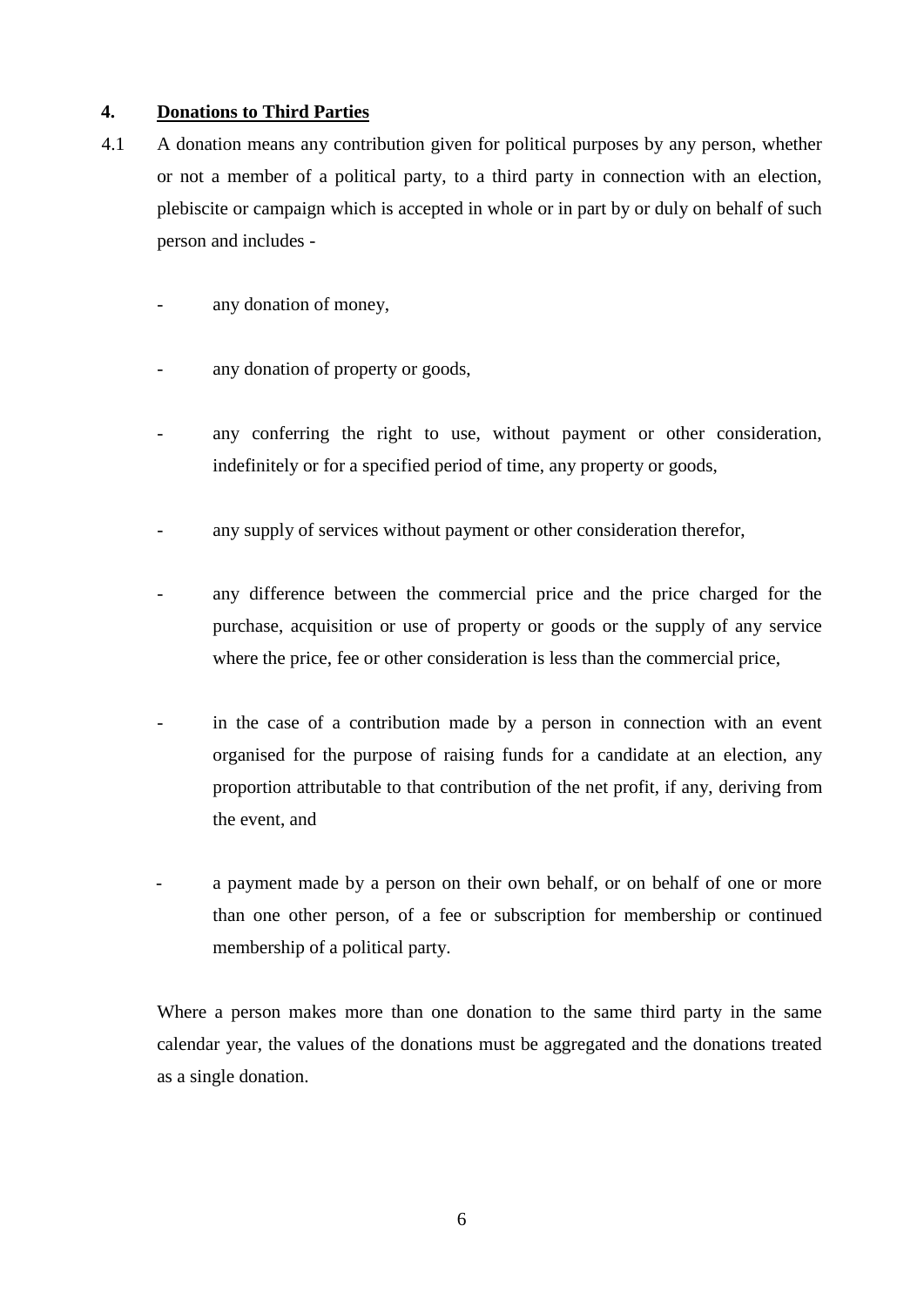## 4. Donations to Third Parties

4.1 A donation means any contribution given for political purposes by any person, whether or not a member of a political party, to a third party in connection with an election, plebiscite or campaign which is accepted in whole or in part by or duly on behalf of such person and includes -

- any donation of money,
- any donation of property or goods,
- any conferring the right to use, without payment or other consideration, indefinitely or for a specified period of time, any property or goods,
- any supply of services without payment or other consideration therefor,
- any difference between the commercial price and the price charged for the purchase, acquisition or use of property or goods or the supply of any service where the price, fee or other consideration is less than the commercial price,
- in the case of a contribution made by a person in connection with an event organised for the purpose of raising funds for a candidate at an election, any proportion attributable to that contribution of the net profit, if any, deriving from the event, and
- a payment made by a person on their own behalf, or on behalf of one or more than one other person, of a fee or subscription for membership or continued membership of a political party.

Where a person makes more than one donation to the same third party in the same calendar year, the values of the donations must be aggregated and the donations treated as a single donation.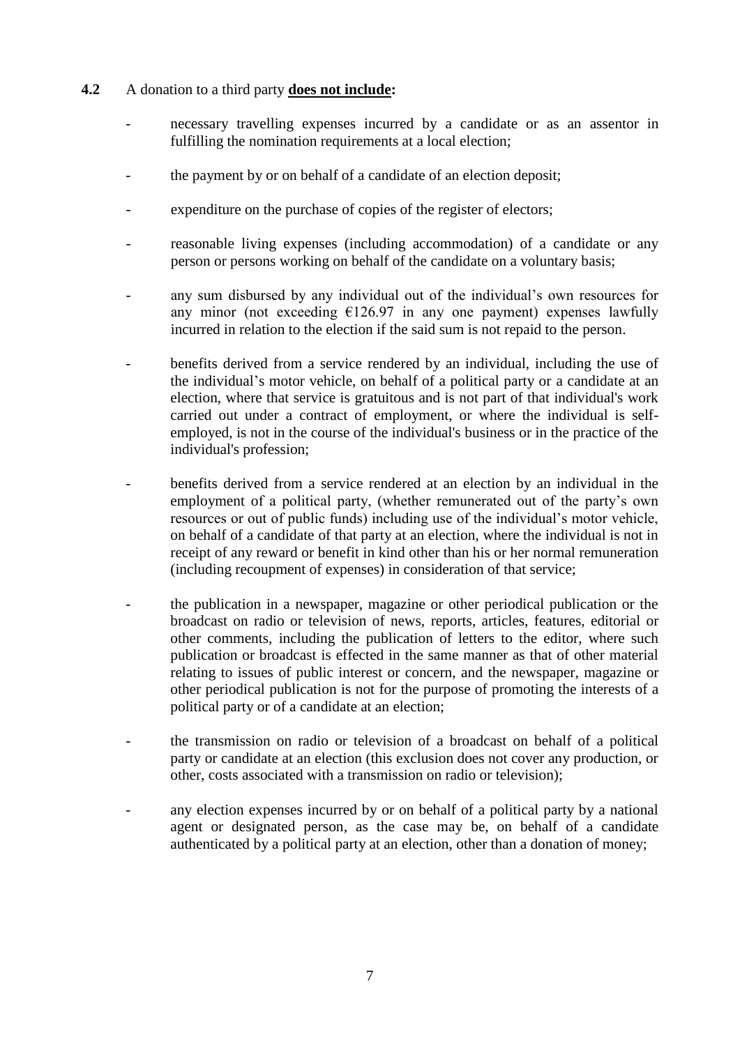**4.2** A donation to a third party **<u>does not include</u>:**

- necessary travelling expenses incurred by a candidate or as an assentor in fulfilling the nomination requirements at a local election;

- the payment by or on behalf of a candidate of an election deposit;

- expenditure on the purchase of copies of the register of electors;

- reasonable living expenses (including accommodation) of a candidate or any person or persons working on behalf of the candidate on a voluntary basis;

- any sum disbursed by any individual out of the individual's own resources for any minor (not exceeding €126.97 in any one payment) expenses lawfully incurred in relation to the election if the said sum is not repaid to the person.

- benefits derived from a service rendered by an individual, including the use of the individual's motor vehicle, on behalf of a political party or a candidate at an election, where that service is gratuitous and is not part of that individual's work carried out under a contract of employment, or where the individual is self-employed, is not in the course of the individual's business or in the practice of the individual's profession;

- benefits derived from a service rendered at an election by an individual in the employment of a political party, (whether remunerated out of the party's own resources or out of public funds) including use of the individual's motor vehicle, on behalf of a candidate of that party at an election, where the individual is not in receipt of any reward or benefit in kind other than his or her normal remuneration (including recoupment of expenses) in consideration of that service;

- the publication in a newspaper, magazine or other periodical publication or the broadcast on radio or television of news, reports, articles, features, editorial or other comments, including the publication of letters to the editor, where such publication or broadcast is effected in the same manner as that of other material relating to issues of public interest or concern, and the newspaper, magazine or other periodical publication is not for the purpose of promoting the interests of a political party or of a candidate at an election;

- the transmission on radio or television of a broadcast on behalf of a political party or candidate at an election (this exclusion does not cover any production, or other, costs associated with a transmission on radio or television);

- any election expenses incurred by or on behalf of a political party by a national agent or designated person, as the case may be, on behalf of a candidate authenticated by a political party at an election, other than a donation of money;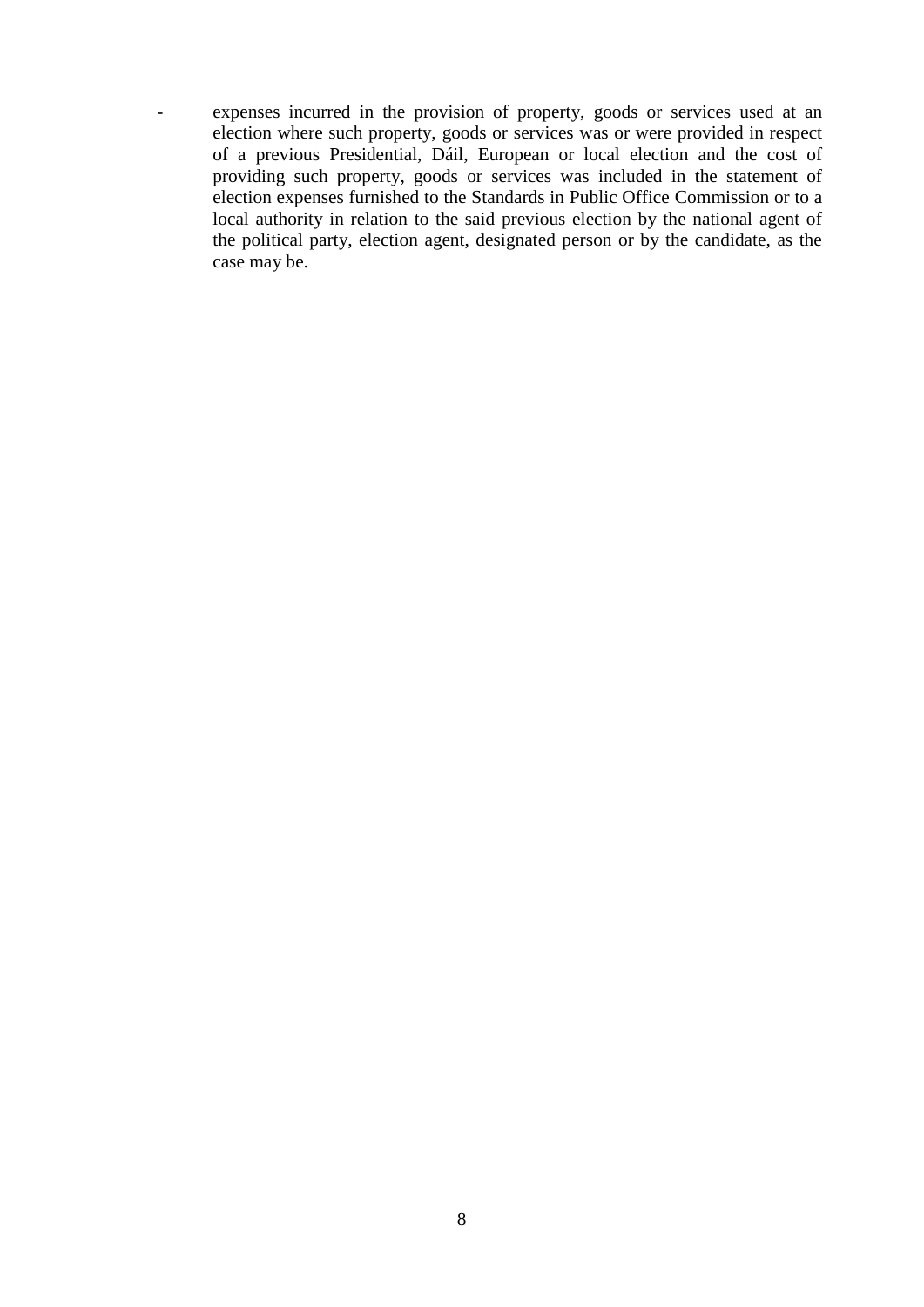- expenses incurred in the provision of property, goods or services used at an election where such property, goods or services was or were provided in respect of a previous Presidential, Dáil, European or local election and the cost of providing such property, goods or services was included in the statement of election expenses furnished to the Standards in Public Office Commission or to a local authority in relation to the said previous election by the national agent of the political party, election agent, designated person or by the candidate, as the case may be.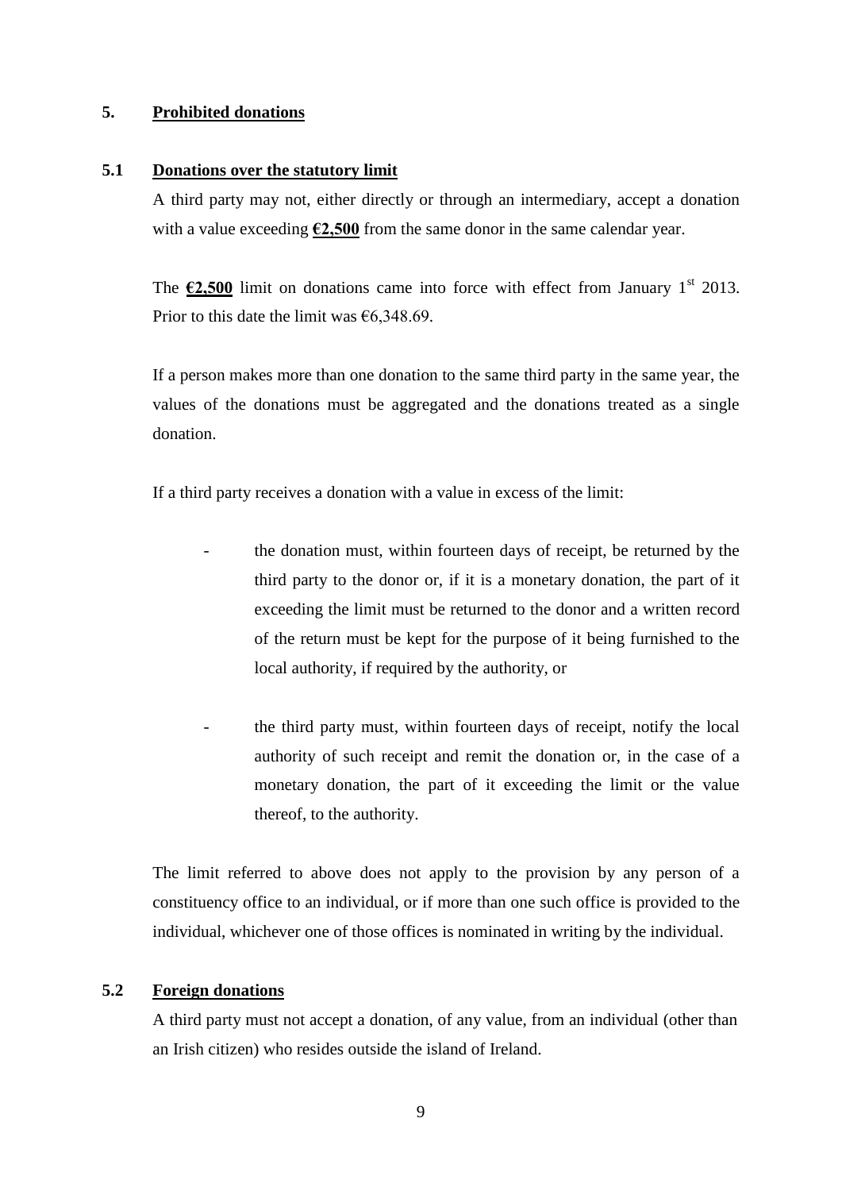## 5. Prohibited donations

### 5.1 Donations over the statutory limit

A third party may not, either directly or through an intermediary, accept a donation with a value exceeding **€2,500** from the same donor in the same calendar year.

The **€2,500** limit on donations came into force with effect from January 1st 2013. Prior to this date the limit was €6,348.69.

If a person makes more than one donation to the same third party in the same year, the values of the donations must be aggregated and the donations treated as a single donation.

If a third party receives a donation with a value in excess of the limit:

- the donation must, within fourteen days of receipt, be returned by the third party to the donor or, if it is a monetary donation, the part of it exceeding the limit must be returned to the donor and a written record of the return must be kept for the purpose of it being furnished to the local authority, if required by the authority, or

- the third party must, within fourteen days of receipt, notify the local authority of such receipt and remit the donation or, in the case of a monetary donation, the part of it exceeding the limit or the value thereof, to the authority.

The limit referred to above does not apply to the provision by any person of a constituency office to an individual, or if more than one such office is provided to the individual, whichever one of those offices is nominated in writing by the individual.

### 5.2 Foreign donations

A third party must not accept a donation, of any value, from an individual (other than an Irish citizen) who resides outside the island of Ireland.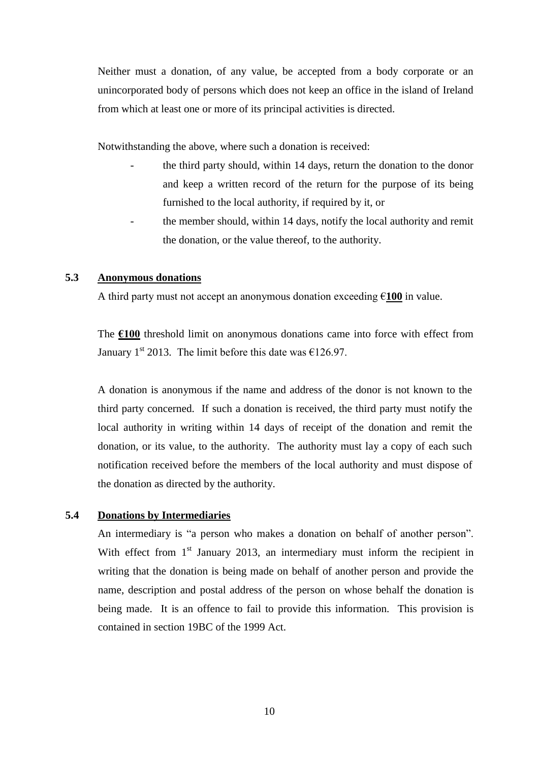Neither must a donation, of any value, be accepted from a body corporate or an unincorporated body of persons which does not keep an office in the island of Ireland from which at least one or more of its principal activities is directed.

Notwithstanding the above, where such a donation is received:

- the third party should, within 14 days, return the donation to the donor and keep a written record of the return for the purpose of its being furnished to the local authority, if required by it, or
- the member should, within 14 days, notify the local authority and remit the donation, or the value thereof, to the authority.

### 5.3 Anonymous donations

A third party must not accept an anonymous donation exceeding €**100** in value.

The **€100** threshold limit on anonymous donations came into force with effect from January 1st 2013. The limit before this date was €126.97.

A donation is anonymous if the name and address of the donor is not known to the third party concerned. If such a donation is received, the third party must notify the local authority in writing within 14 days of receipt of the donation and remit the donation, or its value, to the authority. The authority must lay a copy of each such notification received before the members of the local authority and must dispose of the donation as directed by the authority.

### 5.4 Donations by Intermediaries

An intermediary is "a person who makes a donation on behalf of another person". With effect from 1st January 2013, an intermediary must inform the recipient in writing that the donation is being made on behalf of another person and provide the name, description and postal address of the person on whose behalf the donation is being made. It is an offence to fail to provide this information. This provision is contained in section 19BC of the 1999 Act.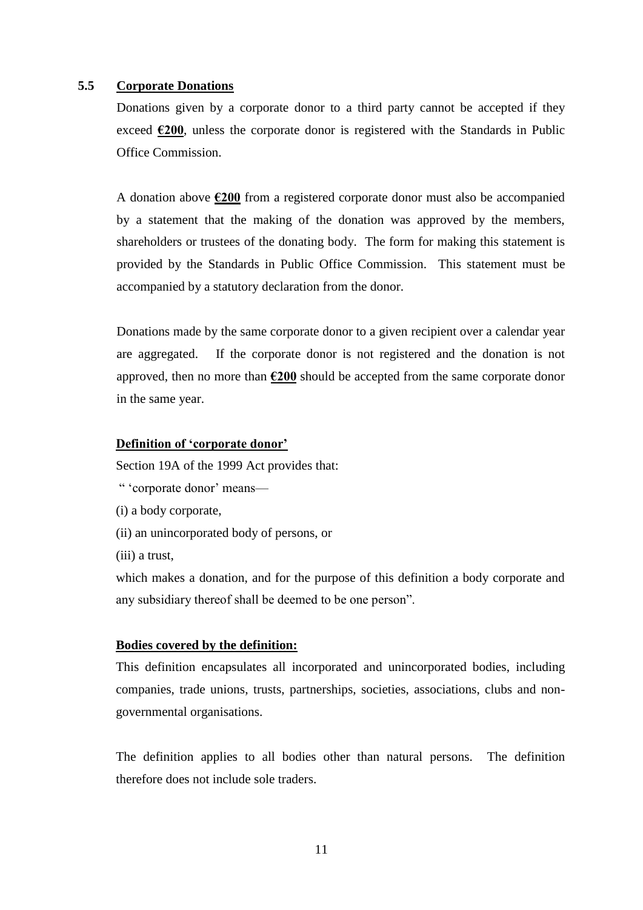## 5.5 Corporate Donations

Donations given by a corporate donor to a third party cannot be accepted if they exceed **€200**, unless the corporate donor is registered with the Standards in Public Office Commission.

A donation above **€200** from a registered corporate donor must also be accompanied by a statement that the making of the donation was approved by the members, shareholders or trustees of the donating body. The form for making this statement is provided by the Standards in Public Office Commission. This statement must be accompanied by a statutory declaration from the donor.

Donations made by the same corporate donor to a given recipient over a calendar year are aggregated. If the corporate donor is not registered and the donation is not approved, then no more than **€200** should be accepted from the same corporate donor in the same year.

**Definition of 'corporate donor'**

Section 19A of the 1999 Act provides that:

" 'corporate donor' means—

(i) a body corporate,

(ii) an unincorporated body of persons, or

(iii) a trust,

which makes a donation, and for the purpose of this definition a body corporate and any subsidiary thereof shall be deemed to be one person".

**Bodies covered by the definition:**

This definition encapsulates all incorporated and unincorporated bodies, including companies, trade unions, trusts, partnerships, societies, associations, clubs and non-governmental organisations.

The definition applies to all bodies other than natural persons. The definition therefore does not include sole traders.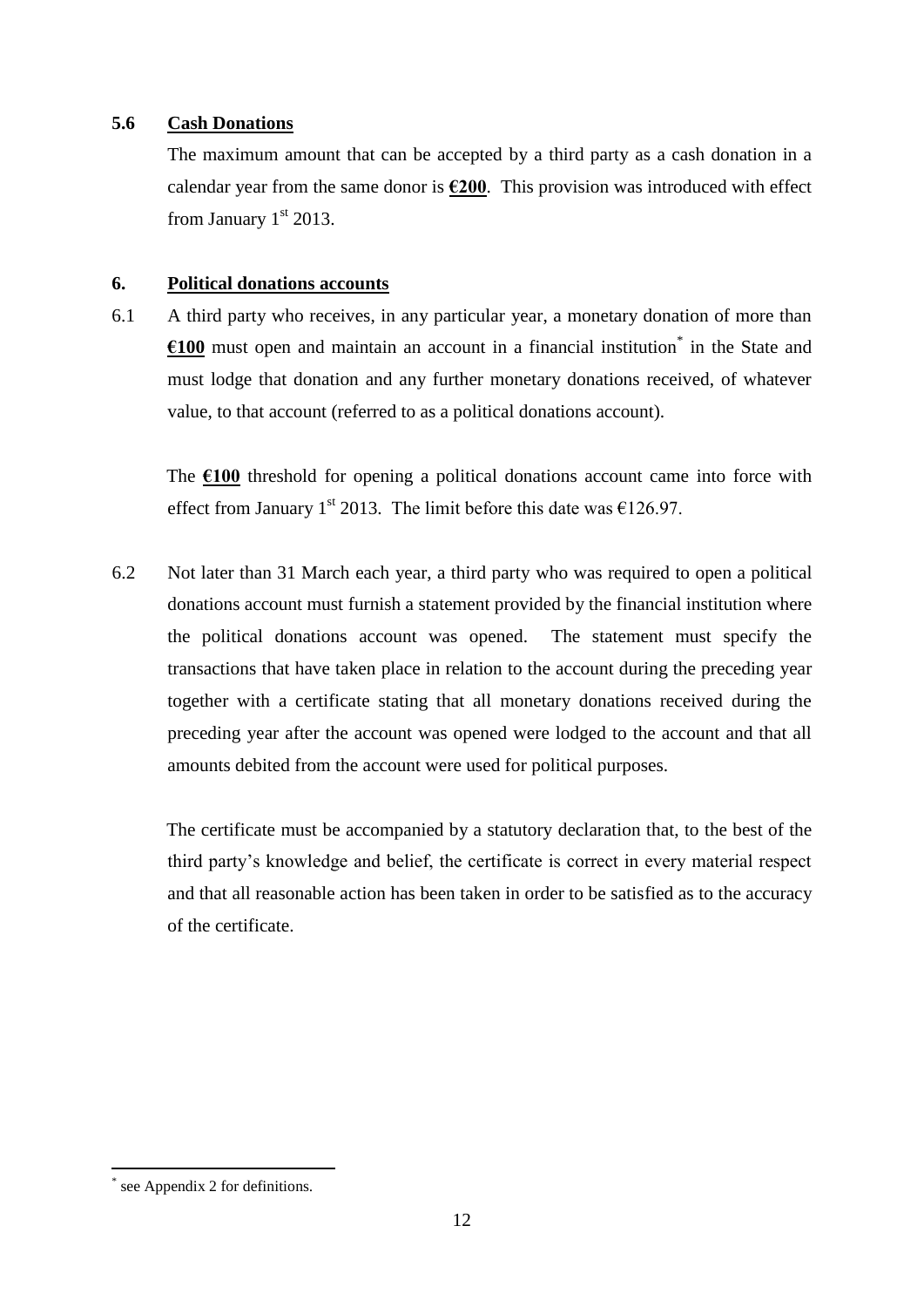### 5.6 <u>Cash Donations</u>

The maximum amount that can be accepted by a third party as a cash donation in a calendar year from the same donor is **<u>€200</u>**. This provision was introduced with effect from January 1st 2013.

## 6. <u>Political donations accounts</u>

6.1 A third party who receives, in any particular year, a monetary donation of more than **<u>€100</u>** must open and maintain an account in a financial institution* in the State and must lodge that donation and any further monetary donations received, of whatever value, to that account (referred to as a political donations account).

The **<u>€100</u>** threshold for opening a political donations account came into force with effect from January 1st 2013. The limit before this date was €126.97.

6.2 Not later than 31 March each year, a third party who was required to open a political donations account must furnish a statement provided by the financial institution where the political donations account was opened. The statement must specify the transactions that have taken place in relation to the account during the preceding year together with a certificate stating that all monetary donations received during the preceding year after the account was opened were lodged to the account and that all amounts debited from the account were used for political purposes.

The certificate must be accompanied by a statutory declaration that, to the best of the third party's knowledge and belief, the certificate is correct in every material respect and that all reasonable action has been taken in order to be satisfied as to the accuracy of the certificate.

---

* see Appendix 2 for definitions.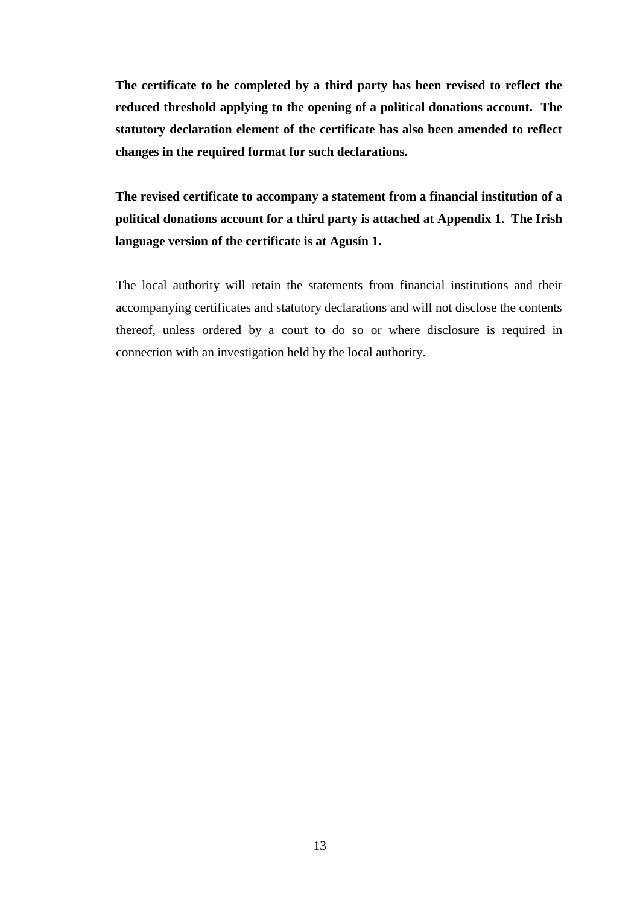**The certificate to be completed by a third party has been revised to reflect the reduced threshold applying to the opening of a political donations account. The statutory declaration element of the certificate has also been amended to reflect changes in the required format for such declarations.**

**The revised certificate to accompany a statement from a financial institution of a political donations account for a third party is attached at Appendix 1. The Irish language version of the certificate is at Agusín 1.**

The local authority will retain the statements from financial institutions and their accompanying certificates and statutory declarations and will not disclose the contents thereof, unless ordered by a court to do so or where disclosure is required in connection with an investigation held by the local authority.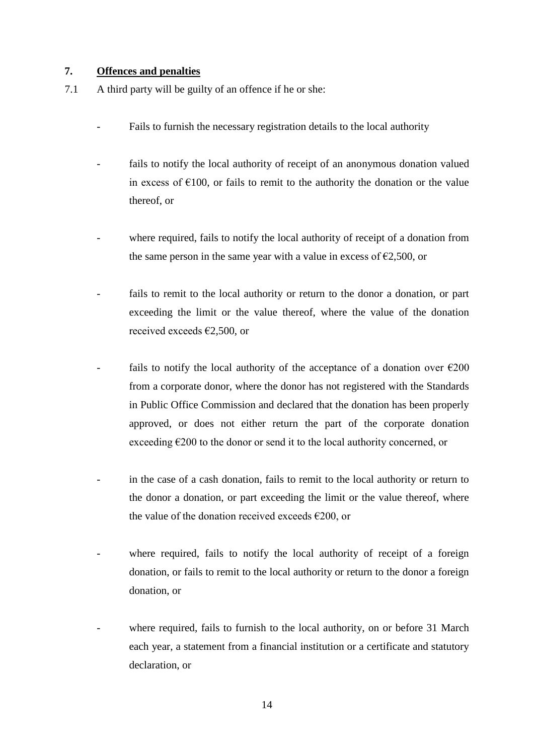## 7. Offences and penalties

7.1 A third party will be guilty of an offence if he or she:

- Fails to furnish the necessary registration details to the local authority
- fails to notify the local authority of receipt of an anonymous donation valued in excess of €100, or fails to remit to the authority the donation or the value thereof, or
- where required, fails to notify the local authority of receipt of a donation from the same person in the same year with a value in excess of €2,500, or
- fails to remit to the local authority or return to the donor a donation, or part exceeding the limit or the value thereof, where the value of the donation received exceeds €2,500, or
- fails to notify the local authority of the acceptance of a donation over €200 from a corporate donor, where the donor has not registered with the Standards in Public Office Commission and declared that the donation has been properly approved, or does not either return the part of the corporate donation exceeding €200 to the donor or send it to the local authority concerned, or
- in the case of a cash donation, fails to remit to the local authority or return to the donor a donation, or part exceeding the limit or the value thereof, where the value of the donation received exceeds €200, or
- where required, fails to notify the local authority of receipt of a foreign donation, or fails to remit to the local authority or return to the donor a foreign donation, or
- where required, fails to furnish to the local authority, on or before 31 March each year, a statement from a financial institution or a certificate and statutory declaration, or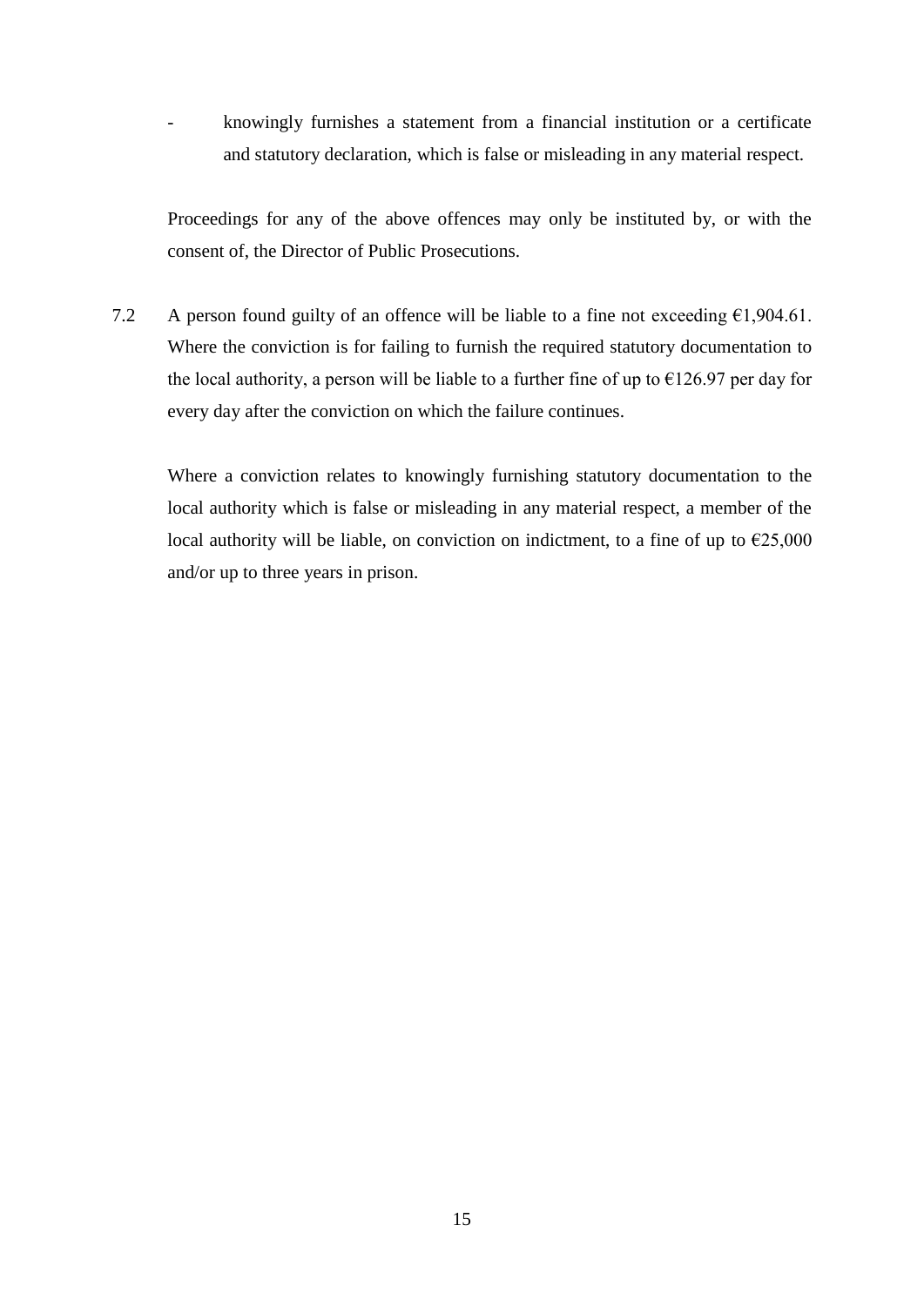- knowingly furnishes a statement from a financial institution or a certificate and statutory declaration, which is false or misleading in any material respect.

Proceedings for any of the above offences may only be instituted by, or with the consent of, the Director of Public Prosecutions.

7.2 A person found guilty of an offence will be liable to a fine not exceeding €1,904.61. Where the conviction is for failing to furnish the required statutory documentation to the local authority, a person will be liable to a further fine of up to €126.97 per day for every day after the conviction on which the failure continues.

Where a conviction relates to knowingly furnishing statutory documentation to the local authority which is false or misleading in any material respect, a member of the local authority will be liable, on conviction on indictment, to a fine of up to €25,000 and/or up to three years in prison.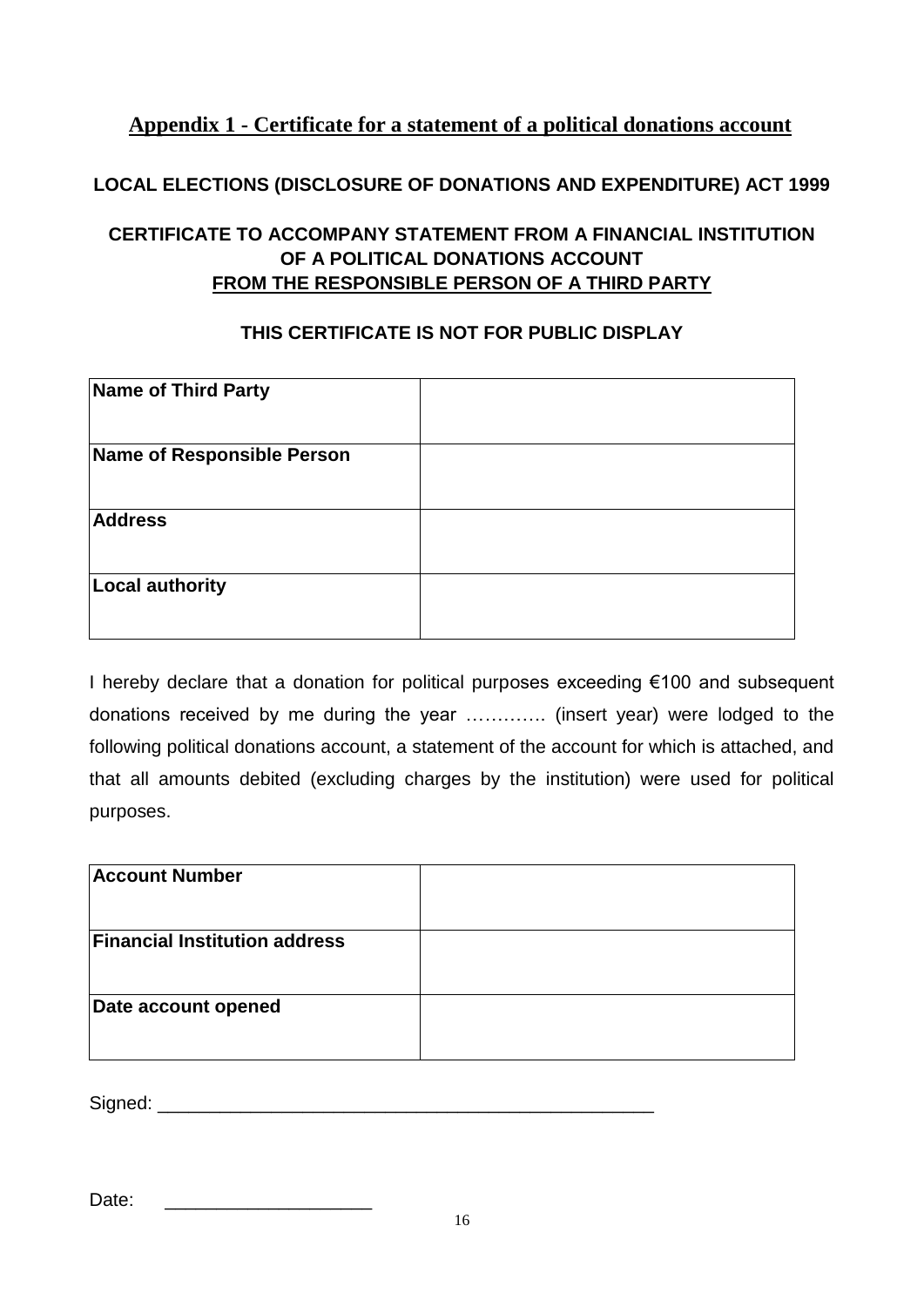## Appendix 1 - Certificate for a statement of a political donations account

**LOCAL ELECTIONS (DISCLOSURE OF DONATIONS AND EXPENDITURE) ACT 1999**

**CERTIFICATE TO ACCOMPANY STATEMENT FROM A FINANCIAL INSTITUTION OF A POLITICAL DONATIONS ACCOUNT**
**FROM THE RESPONSIBLE PERSON OF A THIRD PARTY**

**THIS CERTIFICATE IS NOT FOR PUBLIC DISPLAY**

| | |
|---|---|
| **Name of Third Party** | |
| **Name of Responsible Person** | |
| **Address** | |
| **Local authority** | |

I hereby declare that a donation for political purposes exceeding €100 and subsequent donations received by me during the year …………. (insert year) were lodged to the following political donations account, a statement of the account for which is attached, and that all amounts debited (excluding charges by the institution) were used for political purposes.

| | |
|---|---|
| **Account Number** | |
| **Financial Institution address** | |
| **Date account opened** | |

Signed: ___________________________________________________

Date: ____________________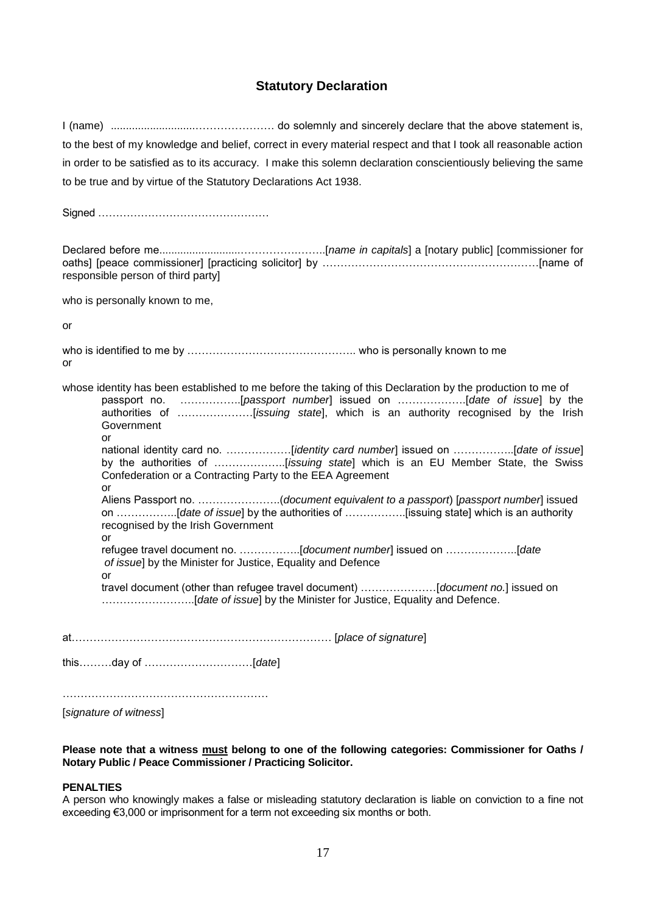## Statutory Declaration

I (name) ............................………………… do solemnly and sincerely declare that the above statement is, to the best of my knowledge and belief, correct in every material respect and that I took all reasonable action in order to be satisfied as to its accuracy. I make this solemn declaration conscientiously believing the same to be true and by virtue of the Statutory Declarations Act 1938.

Signed …………………………………………

Declared before me...........................…………………..[*name in capitals*] a [notary public] [commissioner for oaths] [peace commissioner] [practicing solicitor] by ……………………………………………………[name of responsible person of third party]

who is personally known to me,

or

who is identified to me by ……………………………………….. who is personally known to me

or

whose identity has been established to me before the taking of this Declaration by the production to me of

passport no. ……………..[*passport number*] issued on ………………[*date of issue*] by the authorities of …………………[*issuing state*], which is an authority recognised by the Irish Government

or

national identity card no. ………………[*identity card number*] issued on ……………..[*date of issue*] by the authorities of ………………..[*issuing state*] which is an EU Member State, the Swiss Confederation or a Contracting Party to the EEA Agreement

or

Aliens Passport no. …………………..(*document equivalent to a passport*) [*passport number*] issued on ……………..[*date of issue*] by the authorities of ……………..[issuing state] which is an authority recognised by the Irish Government

or

refugee travel document no. ……………..[*document number*] issued on ………………..[*date of issue*] by the Minister for Justice, Equality and Defence

or

travel document (other than refugee travel document) …………………[*document no.*] issued on ……………………..[*date of issue*] by the Minister for Justice, Equality and Defence.

at……………………………………………………………… [*place of signature*]

this………day of …………………………[*date*]

…………………………………………………

[*signature of witness*]

**Please note that a witness <u>must</u> belong to one of the following categories: Commissioner for Oaths / Notary Public / Peace Commissioner / Practicing Solicitor.**

**PENALTIES**

A person who knowingly makes a false or misleading statutory declaration is liable on conviction to a fine not exceeding €3,000 or imprisonment for a term not exceeding six months or both.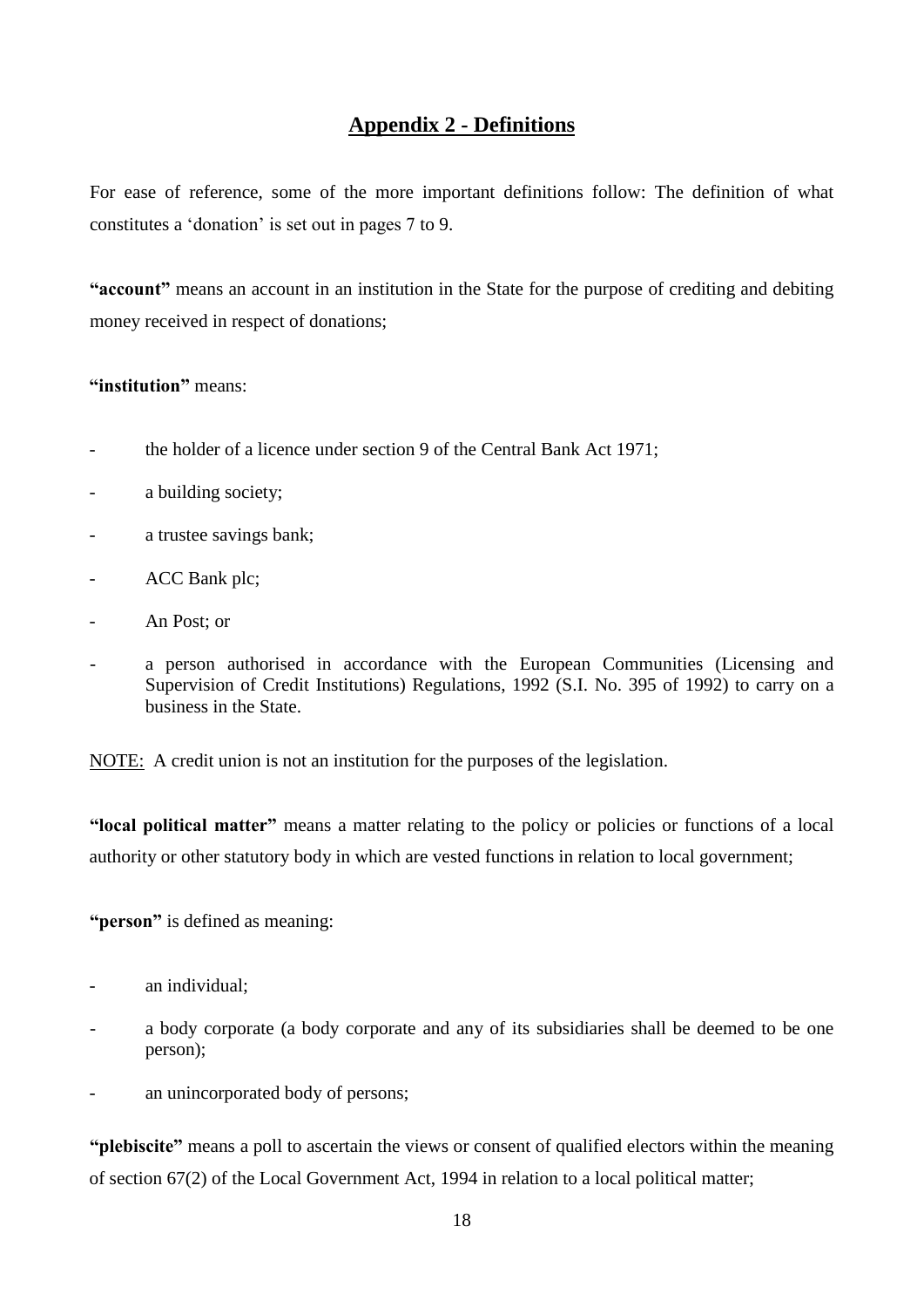## Appendix 2 - Definitions

For ease of reference, some of the more important definitions follow: The definition of what constitutes a 'donation' is set out in pages 7 to 9.

**"account"** means an account in an institution in the State for the purpose of crediting and debiting money received in respect of donations;

**"institution"** means:

- the holder of a licence under section 9 of the Central Bank Act 1971;
- a building society;
- a trustee savings bank;
- ACC Bank plc;
- An Post; or
- a person authorised in accordance with the European Communities (Licensing and Supervision of Credit Institutions) Regulations, 1992 (S.I. No. 395 of 1992) to carry on a business in the State.

NOTE: A credit union is not an institution for the purposes of the legislation.

**"local political matter"** means a matter relating to the policy or policies or functions of a local authority or other statutory body in which are vested functions in relation to local government;

**"person"** is defined as meaning:

- an individual;
- a body corporate (a body corporate and any of its subsidiaries shall be deemed to be one person);
- an unincorporated body of persons;

**"plebiscite"** means a poll to ascertain the views or consent of qualified electors within the meaning of section 67(2) of the Local Government Act, 1994 in relation to a local political matter;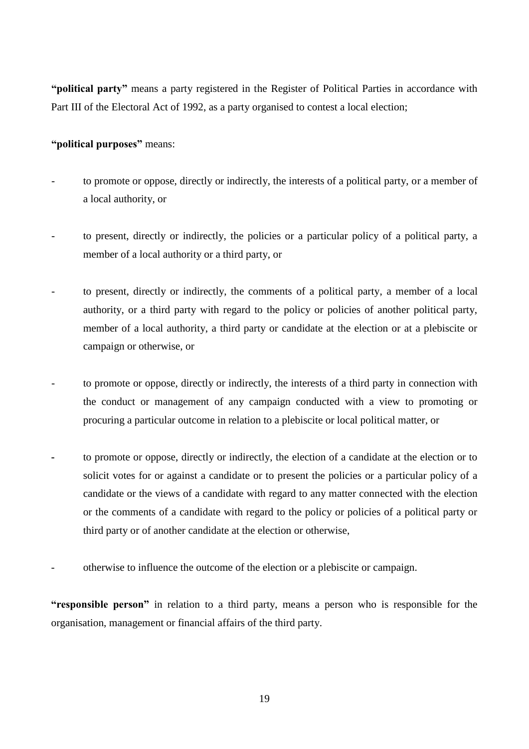**"political party"** means a party registered in the Register of Political Parties in accordance with Part III of the Electoral Act of 1992, as a party organised to contest a local election;

**"political purposes"** means:

- to promote or oppose, directly or indirectly, the interests of a political party, or a member of a local authority, or
- to present, directly or indirectly, the policies or a particular policy of a political party, a member of a local authority or a third party, or
- to present, directly or indirectly, the comments of a political party, a member of a local authority, or a third party with regard to the policy or policies of another political party, member of a local authority, a third party or candidate at the election or at a plebiscite or campaign or otherwise, or
- to promote or oppose, directly or indirectly, the interests of a third party in connection with the conduct or management of any campaign conducted with a view to promoting or procuring a particular outcome in relation to a plebiscite or local political matter, or
- to promote or oppose, directly or indirectly, the election of a candidate at the election or to solicit votes for or against a candidate or to present the policies or a particular policy of a candidate or the views of a candidate with regard to any matter connected with the election or the comments of a candidate with regard to the policy or policies of a political party or third party or of another candidate at the election or otherwise,
- otherwise to influence the outcome of the election or a plebiscite or campaign.

**"responsible person"** in relation to a third party, means a person who is responsible for the organisation, management or financial affairs of the third party.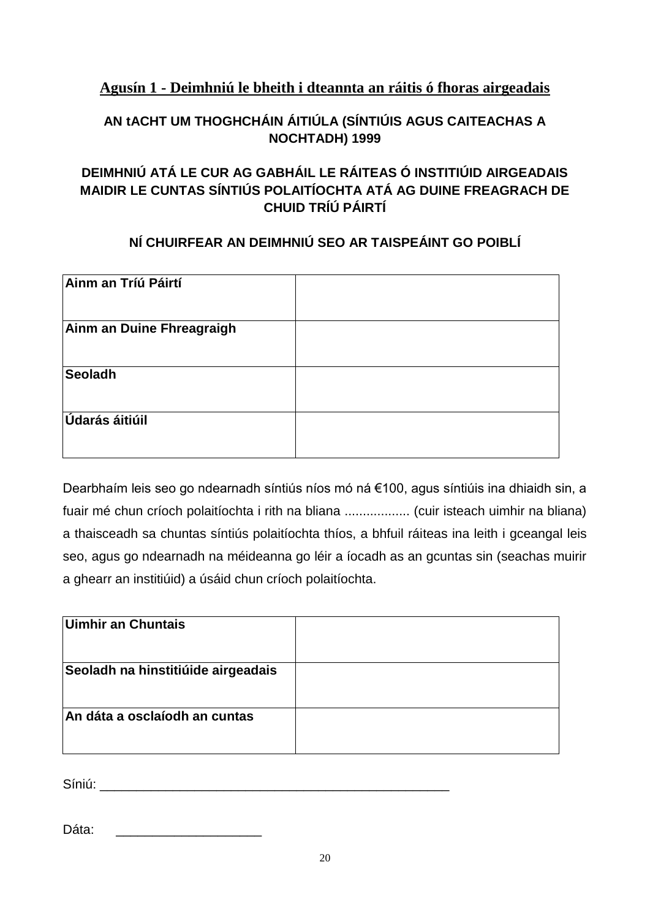## Agusín 1 - Deimhniú le bheith i dteannta an ráitis ó fhoras airgeadais

**AN tACHT UM THOGHCHÁIN ÁITIÚLA (SÍNTIÚIS AGUS CAITEACHAS A NOCHTADH) 1999**

**DEIMHNIÚ ATÁ LE CUR AG GABHÁIL LE RÁITEAS Ó INSTITIÚID AIRGEADAIS MAIDIR LE CUNTAS SÍNTIÚS POLAITÍOCHTA ATÁ AG DUINE FREAGRACH DE CHUID TRÍÚ PÁIRTÍ**

**NÍ CHUIRFEAR AN DEIMHNIÚ SEO AR TAISPEÁINT GO POIBLÍ**

| | |
|---|---|
| **Ainm an Tríú Páirtí** | |
| **Ainm an Duine Fhreagraigh** | |
| **Seoladh** | |
| **Údarás áitiúil** | |

Dearbhaím leis seo go ndearnadh síntiús níos mó ná €100, agus síntiúis ina dhiaidh sin, a fuair mé chun críoch polaitíochta i rith na bliana .................. (cuir isteach uimhir na bliana) a thaisceadh sa chuntas síntiús polaitíochta thíos, a bhfuil ráiteas ina leith i gceangal leis seo, agus go ndearnadh na méideanna go léir a íocadh as an gcuntas sin (seachas muirir a ghearr an institiúid) a úsáid chun críoch polaitíochta.

| | |
|---|---|
| **Uimhir an Chuntais** | |
| **Seoladh na hinstitiúide airgeadais** | |
| **An dáta a osclaíodh an cuntas** | |

Síniú: ________________________________________________

Dáta: ____________________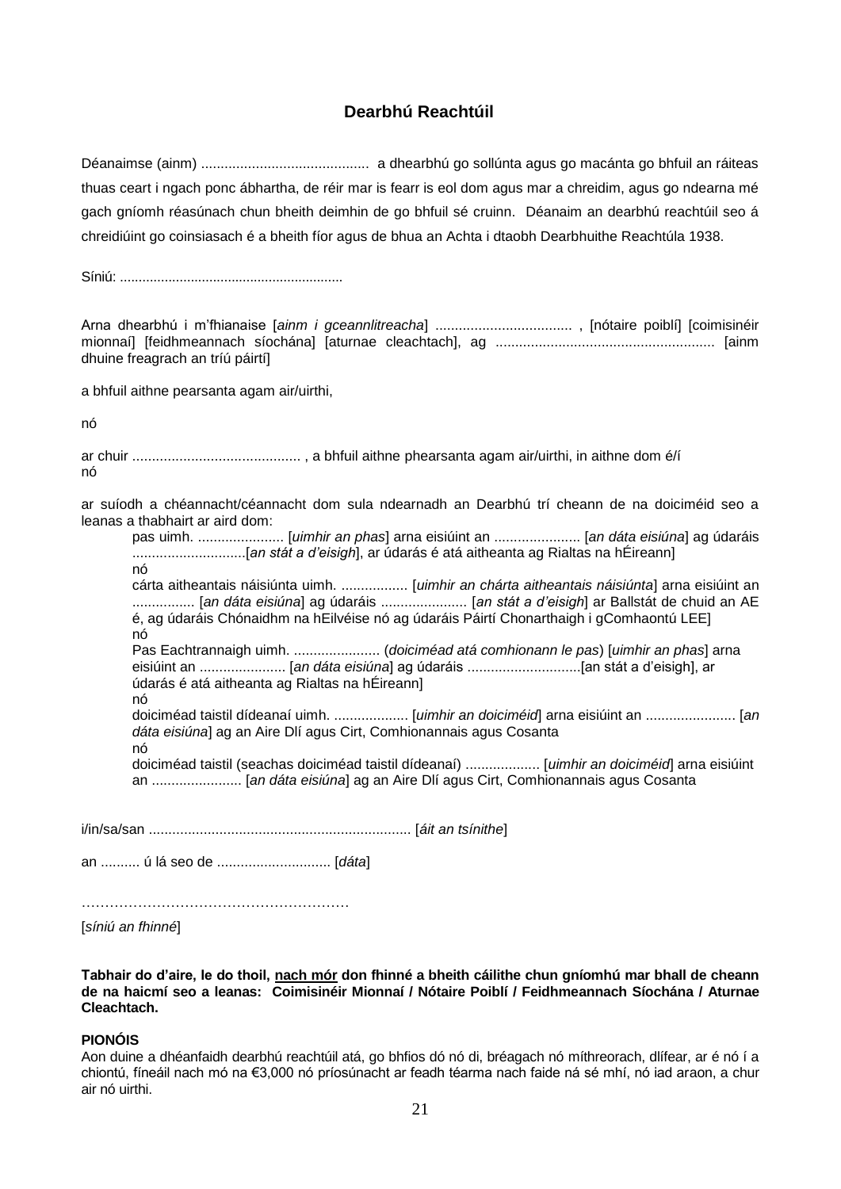## Dearbhú Reachtúil

Déanaimse (ainm) ........................................... a dhearbhú go sollúnta agus go macánta go bhfuil an ráiteas thuas ceart i ngach ponc ábhartha, de réir mar is fearr is eol dom agus mar a chreidim, agus go ndearna mé gach gníomh réasúnach chun bheith deimhin de go bhfuil sé cruinn. Déanaim an dearbhú reachtúil seo á chreidiúint go coinsiasach é a bheith fíor agus de bhua an Achta i dtaobh Dearbhuithe Reachtúla 1938.

Síniú: ............................................................

Arna dhearbhú i m'fhianaise [*ainm i gceannlitreacha*] ................................... , [nótaire poiblí] [coimisinéir mionnaí] [feidhmeannach síochána] [aturnae cleachtach], ag ....................................................... [ainm dhuine freagrach an tríú páirtí]

a bhfuil aithne pearsanta agam air/uirthi,

nó

ar chuir ........................................... , a bhfuil aithne phearsanta agam air/uirthi, in aithne dom é/í
nó

ar suíodh a chéannacht/céannacht dom sula ndearnadh an Dearbhú trí cheann de na doiciméid seo a leanas a thabhairt ar aird dom:

pas uimh. ...................... [*uimhir an phas*] arna eisiúint an ...................... [*an dáta eisiúna*] ag údaráis .............................[*an stát a d'eisigh*], ar údarás é atá aitheanta ag Rialtas na hÉireann]
nó
cárta aitheantais náisiúnta uimh. ................. [*uimhir an chárta aitheantais náisiúnta*] arna eisiúint an ................ [*an dáta eisiúna*] ag údaráis ...................... [*an stát a d'eisigh*] ar Ballstát de chuid an AE é, ag údaráis Chónaidhm na hEilvéise nó ag údaráis Páirtí Chonarthaigh i gComhaontú LEE]
nó
Pas Eachtrannaigh uimh. ...................... (*doiciméad atá comhionann le pas*) [*uimhir an phas*] arna eisiúint an ...................... [*an dáta eisiúna*] ag údaráis .............................[an stát a d'eisigh], ar údarás é atá aitheanta ag Rialtas na hÉireann]
nó
doiciméad taistil dídeanaí uimh. ................... [*uimhir an doiciméid*] arna eisiúint an ....................... [*an dáta eisiúna*] ag an Aire Dlí agus Cirt, Comhionannais agus Cosanta
nó
doiciméad taistil (seachas doiciméad taistil dídeanaí) ................... [*uimhir an doiciméid*] arna eisiúint an ....................... [*an dáta eisiúna*] ag an Aire Dlí agus Cirt, Comhionannais agus Cosanta

i/in/sa/san ................................................................... [*áit an tsínithe*]

an .......... ú lá seo de ............................ [*dáta*]

…………………………………………………

[*síniú an fhinné*]

**Tabhair do d'aire, le do thoil, <u>nach mór</u> don fhinné a bheith cáilithe chun gníomhú mar bhall de cheann de na haicmí seo a leanas: Coimisinéir Mionnaí / Nótaire Poiblí / Feidhmeannach Síochána / Aturnae Cleachtach.**

**PIONÓIS**

Aon duine a dhéanfaidh dearbhú reachtúil atá, go bhfios dó nó di, bréagach nó míthreorach, dlífear, ar é nó í a chiontú, fíneáil nach mó na €3,000 nó príosúnacht ar feadh téarma nach faide ná sé mhí, nó iad araon, a chur air nó uirthi.